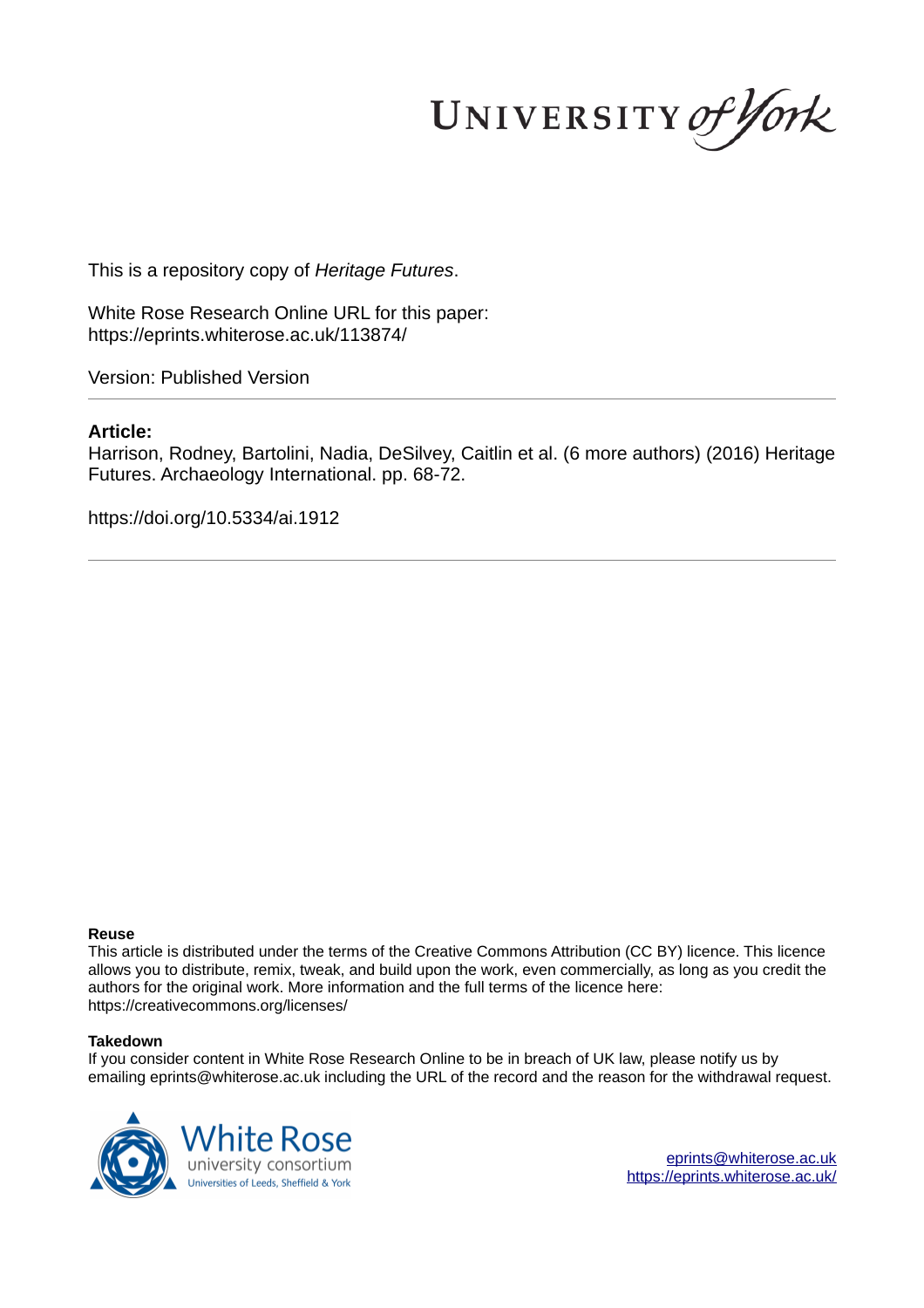This is a repository copy of *Heritage Futures*.

White Rose Research Online URL for this paper:
https://eprints.whiterose.ac.uk/113874/

Version: Published Version

---

**Article:**

Harrison, Rodney, Bartolini, Nadia, DeSilvey, Caitlin et al. (6 more authors) (2016) Heritage Futures. Archaeology International. pp. 68-72.

https://doi.org/10.5334/ai.1912

---

**Reuse**

This article is distributed under the terms of the Creative Commons Attribution (CC BY) licence. This licence allows you to distribute, remix, tweak, and build upon the work, even commercially, as long as you credit the authors for the original work. More information and the full terms of the licence here: https://creativecommons.org/licenses/

**Takedown**

If you consider content in White Rose Research Online to be in breach of UK law, please notify us by emailing eprints@whiterose.ac.uk including the URL of the record and the reason for the withdrawal request.

eprints@whiterose.ac.uk
https://eprints.whiterose.ac.uk/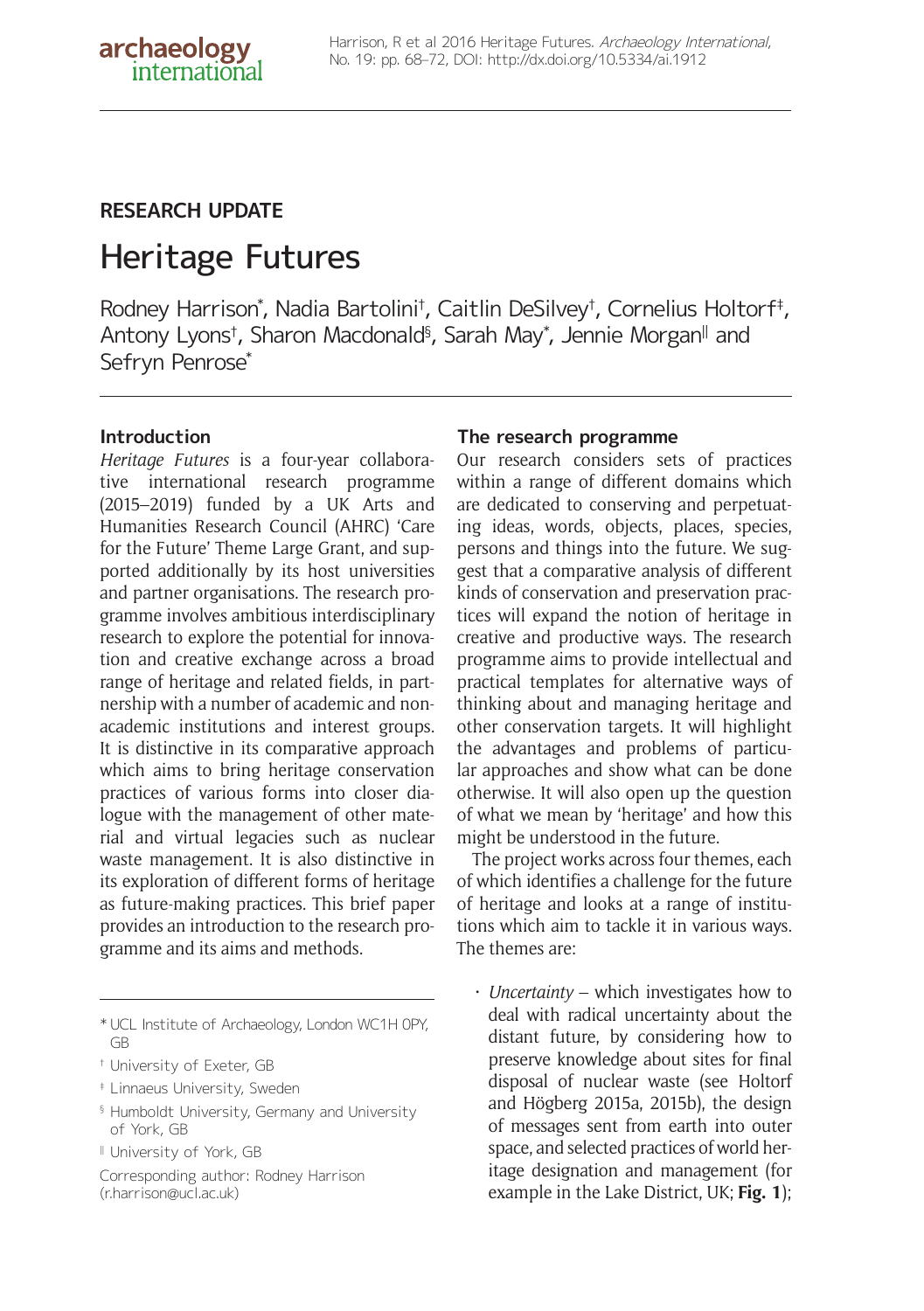## RESEARCH UPDATE

# Heritage Futures

Rodney Harrison*, Nadia Bartolini†, Caitlin DeSilvey†, Cornelius Holtorf‡, Antony Lyons†, Sharon Macdonald§, Sarah May*, Jennie Morgan‖ and Sefryn Penrose*

### Introduction

*Heritage Futures* is a four-year collaborative international research programme (2015–2019) funded by a UK Arts and Humanities Research Council (AHRC) 'Care for the Future' Theme Large Grant, and supported additionally by its host universities and partner organisations. The research programme involves ambitious interdisciplinary research to explore the potential for innovation and creative exchange across a broad range of heritage and related fields, in partnership with a number of academic and non-academic institutions and interest groups. It is distinctive in its comparative approach which aims to bring heritage conservation practices of various forms into closer dialogue with the management of other material and virtual legacies such as nuclear waste management. It is also distinctive in its exploration of different forms of heritage as future-making practices. This brief paper provides an introduction to the research programme and its aims and methods.

\* UCL Institute of Archaeology, London WC1H 0PY, GB

† University of Exeter, GB

‡ Linnaeus University, Sweden

§ Humboldt University, Germany and University of York, GB

‖ University of York, GB

Corresponding author: Rodney Harrison (r.harrison@ucl.ac.uk)

### The research programme

Our research considers sets of practices within a range of different domains which are dedicated to conserving and perpetuating ideas, words, objects, places, species, persons and things into the future. We suggest that a comparative analysis of different kinds of conservation and preservation practices will expand the notion of heritage in creative and productive ways. The research programme aims to provide intellectual and practical templates for alternative ways of thinking about and managing heritage and other conservation targets. It will highlight the advantages and problems of particular approaches and show what can be done otherwise. It will also open up the question of what we mean by 'heritage' and how this might be understood in the future.

The project works across four themes, each of which identifies a challenge for the future of heritage and looks at a range of institutions which aim to tackle it in various ways. The themes are:

- *Uncertainty* – which investigates how to deal with radical uncertainty about the distant future, by considering how to preserve knowledge about sites for final disposal of nuclear waste (see Holtorf and Högberg 2015a, 2015b), the design of messages sent from earth into outer space, and selected practices of world heritage designation and management (for example in the Lake District, UK; **Fig. 1**);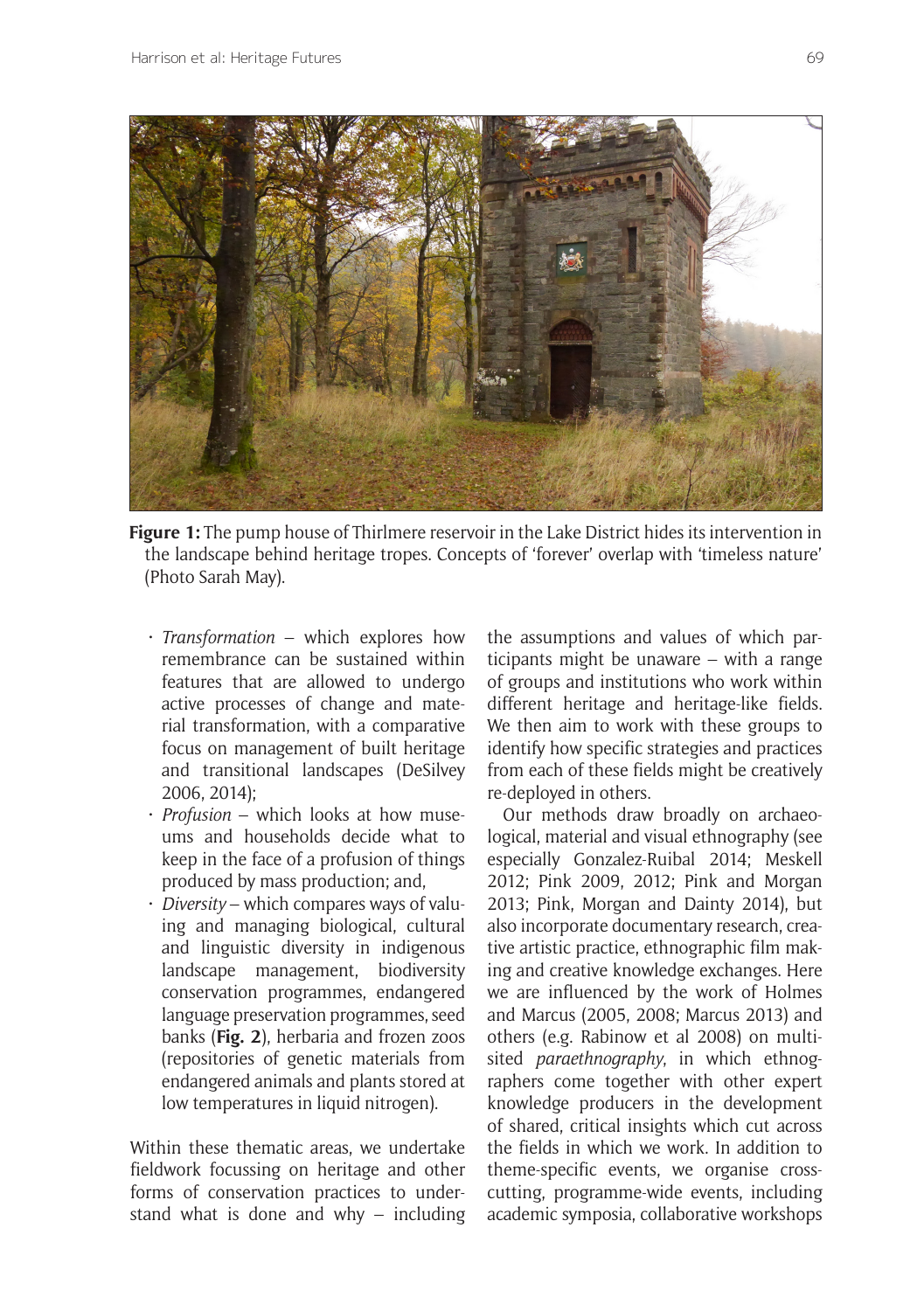**Figure 1:** The pump house of Thirlmere reservoir in the Lake District hides its intervention in the landscape behind heritage tropes. Concepts of 'forever' overlap with 'timeless nature' (Photo Sarah May).

- *Transformation* – which explores how remembrance can be sustained within features that are allowed to undergo active processes of change and material transformation, with a comparative focus on management of built heritage and transitional landscapes (DeSilvey 2006, 2014);
- *Profusion* – which looks at how museums and households decide what to keep in the face of a profusion of things produced by mass production; and,
- *Diversity* – which compares ways of valuing and managing biological, cultural and linguistic diversity in indigenous landscape management, biodiversity conservation programmes, endangered language preservation programmes, seed banks (**Fig. 2**), herbaria and frozen zoos (repositories of genetic materials from endangered animals and plants stored at low temperatures in liquid nitrogen).

Within these thematic areas, we undertake fieldwork focussing on heritage and other forms of conservation practices to understand what is done and why – including the assumptions and values of which participants might be unaware – with a range of groups and institutions who work within different heritage and heritage-like fields. We then aim to work with these groups to identify how specific strategies and practices from each of these fields might be creatively re-deployed in others.

Our methods draw broadly on archaeological, material and visual ethnography (see especially Gonzalez-Ruibal 2014; Meskell 2012; Pink 2009, 2012; Pink and Morgan 2013; Pink, Morgan and Dainty 2014), but also incorporate documentary research, creative artistic practice, ethnographic film making and creative knowledge exchanges. Here we are influenced by the work of Holmes and Marcus (2005, 2008; Marcus 2013) and others (e.g. Rabinow et al 2008) on multi-sited *paraethnography*, in which ethnographers come together with other expert knowledge producers in the development of shared, critical insights which cut across the fields in which we work. In addition to theme-specific events, we organise cross-cutting, programme-wide events, including academic symposia, collaborative workshops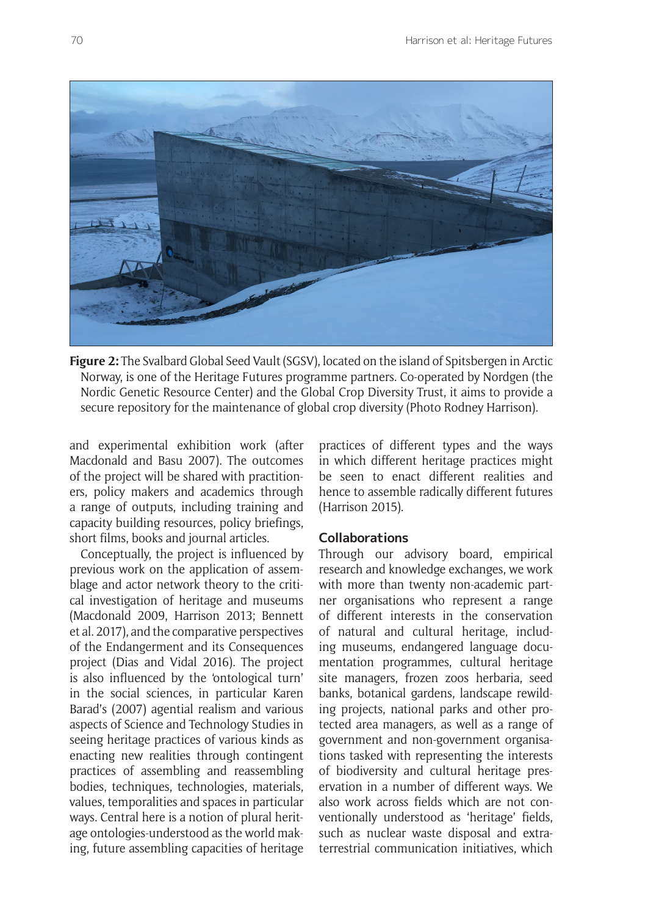**Figure 2:** The Svalbard Global Seed Vault (SGSV), located on the island of Spitsbergen in Arctic Norway, is one of the Heritage Futures programme partners. Co-operated by Nordgen (the Nordic Genetic Resource Center) and the Global Crop Diversity Trust, it aims to provide a secure repository for the maintenance of global crop diversity (Photo Rodney Harrison).

and experimental exhibition work (after Macdonald and Basu 2007). The outcomes of the project will be shared with practitioners, policy makers and academics through a range of outputs, including training and capacity building resources, policy briefings, short films, books and journal articles.

Conceptually, the project is influenced by previous work on the application of assemblage and actor network theory to the critical investigation of heritage and museums (Macdonald 2009, Harrison 2013; Bennett et al. 2017), and the comparative perspectives of the Endangerment and its Consequences project (Dias and Vidal 2016). The project is also influenced by the 'ontological turn' in the social sciences, in particular Karen Barad's (2007) agential realism and various aspects of Science and Technology Studies in seeing heritage practices of various kinds as enacting new realities through contingent practices of assembling and reassembling bodies, techniques, technologies, materials, values, temporalities and spaces in particular ways. Central here is a notion of plural heritage ontologies-understood as the world making, future assembling capacities of heritage practices of different types and the ways in which different heritage practices might be seen to enact different realities and hence to assemble radically different futures (Harrison 2015).

### Collaborations

Through our advisory board, empirical research and knowledge exchanges, we work with more than twenty non-academic partner organisations who represent a range of different interests in the conservation of natural and cultural heritage, including museums, endangered language documentation programmes, cultural heritage site managers, frozen zoos herbaria, seed banks, botanical gardens, landscape rewilding projects, national parks and other protected area managers, as well as a range of government and non-government organisations tasked with representing the interests of biodiversity and cultural heritage preservation in a number of different ways. We also work across fields which are not conventionally understood as 'heritage' fields, such as nuclear waste disposal and extra-terrestrial communication initiatives, which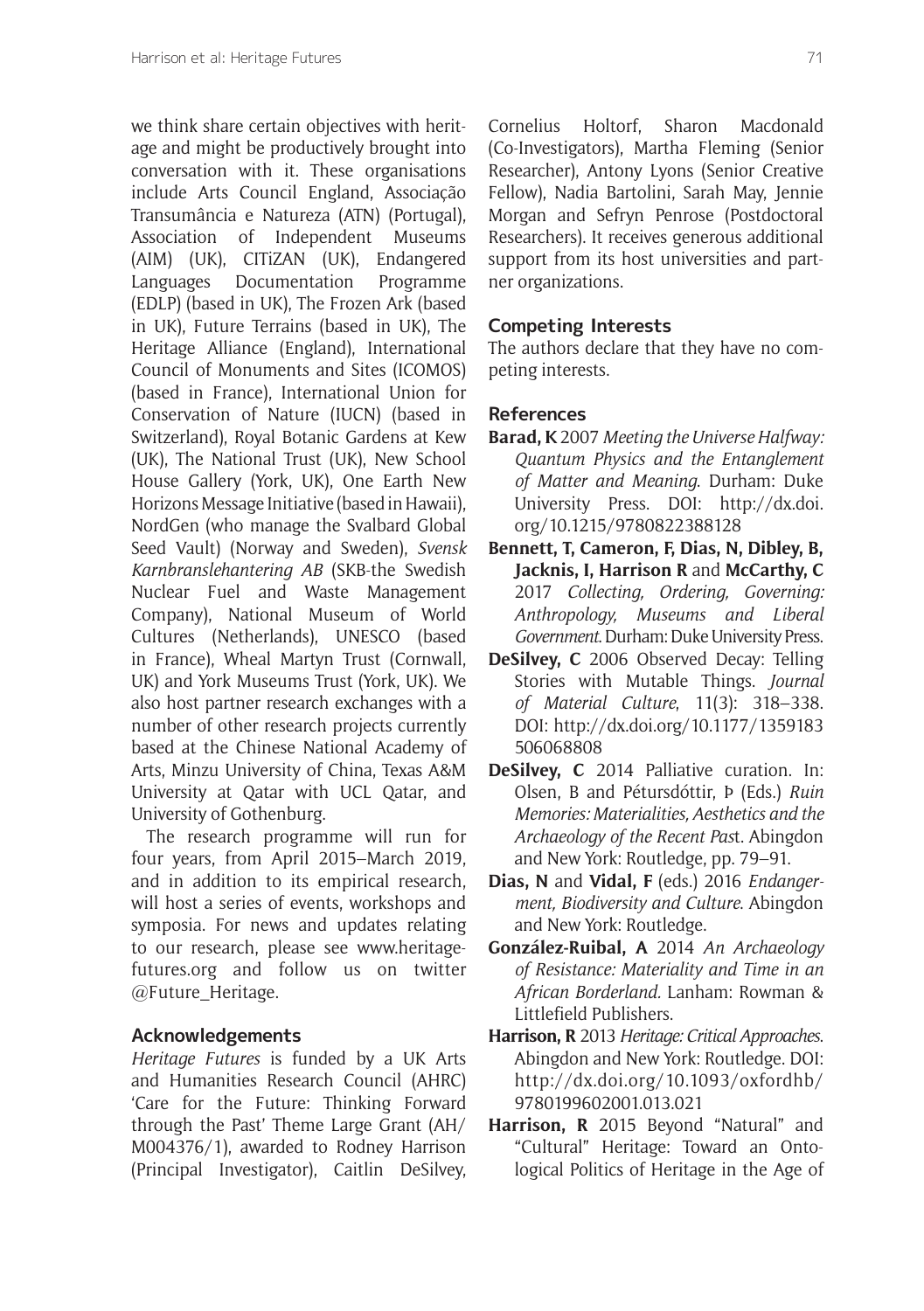we think share certain objectives with heritage and might be productively brought into conversation with it. These organisations include Arts Council England, Associação Transumância e Natureza (ATN) (Portugal), Association of Independent Museums (AIM) (UK), CITiZAN (UK), Endangered Languages Documentation Programme (EDLP) (based in UK), The Frozen Ark (based in UK), Future Terrains (based in UK), The Heritage Alliance (England), International Council of Monuments and Sites (ICOMOS) (based in France), International Union for Conservation of Nature (IUCN) (based in Switzerland), Royal Botanic Gardens at Kew (UK), The National Trust (UK), New School House Gallery (York, UK), One Earth New Horizons Message Initiative (based in Hawaii), NordGen (who manage the Svalbard Global Seed Vault) (Norway and Sweden), *Svensk Karnbranslehantering AB* (SKB-the Swedish Nuclear Fuel and Waste Management Company), National Museum of World Cultures (Netherlands), UNESCO (based in France), Wheal Martyn Trust (Cornwall, UK) and York Museums Trust (York, UK). We also host partner research exchanges with a number of other research projects currently based at the Chinese National Academy of Arts, Minzu University of China, Texas A&M University at Qatar with UCL Qatar, and University of Gothenburg.

The research programme will run for four years, from April 2015–March 2019, and in addition to its empirical research, will host a series of events, workshops and symposia. For news and updates relating to our research, please see www.heritage-futures.org and follow us on twitter @Future_Heritage.

## Acknowledgements

*Heritage Futures* is funded by a UK Arts and Humanities Research Council (AHRC) 'Care for the Future: Thinking Forward through the Past' Theme Large Grant (AH/M004376/1), awarded to Rodney Harrison (Principal Investigator), Caitlin DeSilvey, Cornelius Holtorf, Sharon Macdonald (Co-Investigators), Martha Fleming (Senior Researcher), Antony Lyons (Senior Creative Fellow), Nadia Bartolini, Sarah May, Jennie Morgan and Sefryn Penrose (Postdoctoral Researchers). It receives generous additional support from its host universities and partner organizations.

## Competing Interests

The authors declare that they have no competing interests.

## References

**Barad, K** 2007 *Meeting the Universe Halfway: Quantum Physics and the Entanglement of Matter and Meaning*. Durham: Duke University Press. DOI: http://dx.doi.org/10.1215/9780822388128

**Bennett, T, Cameron, F, Dias, N, Dibley, B, Jacknis, I, Harrison R** and **McCarthy, C** 2017 *Collecting, Ordering, Governing: Anthropology, Museums and Liberal Government*. Durham: Duke University Press.

**DeSilvey, C** 2006 Observed Decay: Telling Stories with Mutable Things. *Journal of Material Culture*, 11(3): 318–338. DOI: http://dx.doi.org/10.1177/1359183506068808

**DeSilvey, C** 2014 Palliative curation. In: Olsen, B and Pétursdóttir, Þ (Eds.) *Ruin Memories: Materialities, Aesthetics and the Archaeology of the Recent Pas*t. Abingdon and New York: Routledge, pp. 79–91.

**Dias, N** and **Vidal, F** (eds.) 2016 *Endangerment, Biodiversity and Culture*. Abingdon and New York: Routledge.

**González-Ruibal, A** 2014 *An Archaeology of Resistance: Materiality and Time in an African Borderland.* Lanham: Rowman & Littlefield Publishers.

**Harrison, R** 2013 *Heritage: Critical Approaches*. Abingdon and New York: Routledge. DOI: http://dx.doi.org/10.1093/oxfordhb/9780199602001.013.021

**Harrison, R** 2015 Beyond "Natural" and "Cultural" Heritage: Toward an Ontological Politics of Heritage in the Age of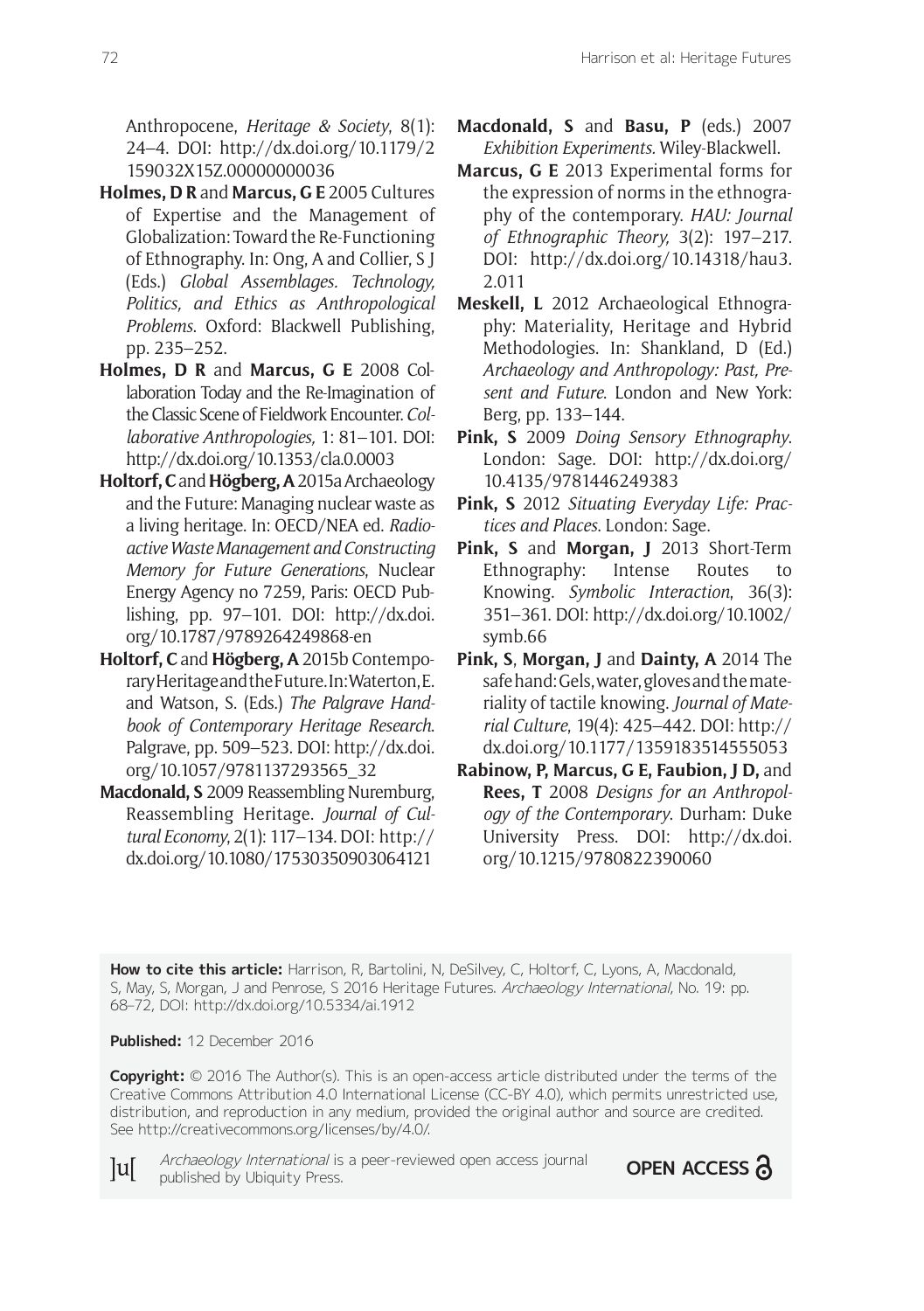Anthropocene, *Heritage & Society*, 8(1): 24–4. DOI: http://dx.doi.org/10.1179/2159032X15Z.00000000036

**Holmes, D R** and **Marcus, G E** 2005 Cultures of Expertise and the Management of Globalization: Toward the Re-Functioning of Ethnography. In: Ong, A and Collier, S J (Eds.) *Global Assemblages. Technology, Politics, and Ethics as Anthropological Problems*. Oxford: Blackwell Publishing, pp. 235–252.

**Holmes, D R** and **Marcus, G E** 2008 Collaboration Today and the Re-Imagination of the Classic Scene of Fieldwork Encounter. *Collaborative Anthropologies,* 1: 81–101. DOI: http://dx.doi.org/10.1353/cla.0.0003

**Holtorf, C** and **Högberg, A** 2015a Archaeology and the Future: Managing nuclear waste as a living heritage. In: OECD/NEA ed. *Radioactive Waste Management and Constructing Memory for Future Generations*, Nuclear Energy Agency no 7259, Paris: OECD Publishing, pp. 97–101. DOI: http://dx.doi.org/10.1787/9789264249868-en

**Holtorf, C** and **Högberg, A** 2015b Contemporary Heritage and the Future. In: Waterton, E. and Watson, S. (Eds.) *The Palgrave Handbook of Contemporary Heritage Research*. Palgrave, pp. 509–523. DOI: http://dx.doi.org/10.1057/9781137293565_32

**Macdonald, S** 2009 Reassembling Nuremburg, Reassembling Heritage. *Journal of Cultural Economy*, 2(1): 117–134. DOI: http://dx.doi.org/10.1080/17530350903064121

**Macdonald, S** and **Basu, P** (eds.) 2007 *Exhibition Experiments.* Wiley-Blackwell.

**Marcus, G E** 2013 Experimental forms for the expression of norms in the ethnography of the contemporary. *HAU: Journal of Ethnographic Theory,* 3(2): 197–217. DOI: http://dx.doi.org/10.14318/hau3.2.011

**Meskell, L** 2012 Archaeological Ethnography: Materiality, Heritage and Hybrid Methodologies. In: Shankland, D (Ed.) *Archaeology and Anthropology: Past, Present and Future*. London and New York: Berg, pp. 133–144.

**Pink, S** 2009 *Doing Sensory Ethnography*. London: Sage. DOI: http://dx.doi.org/10.4135/9781446249383

**Pink, S** 2012 *Situating Everyday Life: Practices and Places*. London: Sage.

**Pink, S** and **Morgan, J** 2013 Short-Term Ethnography: Intense Routes to Knowing. *Symbolic Interaction*, 36(3): 351–361. DOI: http://dx.doi.org/10.1002/symb.66

**Pink, S**, **Morgan, J** and **Dainty, A** 2014 The safe hand: Gels, water, gloves and the materiality of tactile knowing. *Journal of Material Culture*, 19(4): 425–442. DOI: http://dx.doi.org/10.1177/1359183514555053

**Rabinow, P, Marcus, G E, Faubion, J D,** and **Rees, T** 2008 *Designs for an Anthropology of the Contemporary*. Durham: Duke University Press. DOI: http://dx.doi.org/10.1215/9780822390060

**How to cite this article:** Harrison, R, Bartolini, N, DeSilvey, C, Holtorf, C, Lyons, A, Macdonald, S, May, S, Morgan, J and Penrose, S 2016 Heritage Futures. *Archaeology International*, No. 19: pp. 68–72, DOI: http://dx.doi.org/10.5334/ai.1912

**Published:** 12 December 2016

**Copyright:** © 2016 The Author(s). This is an open-access article distributed under the terms of the Creative Commons Attribution 4.0 International License (CC-BY 4.0), which permits unrestricted use, distribution, and reproduction in any medium, provided the original author and source are credited. See http://creativecommons.org/licenses/by/4.0/.

*Archaeology International* is a peer-reviewed open access journal published by Ubiquity Press.

**OPEN ACCESS**